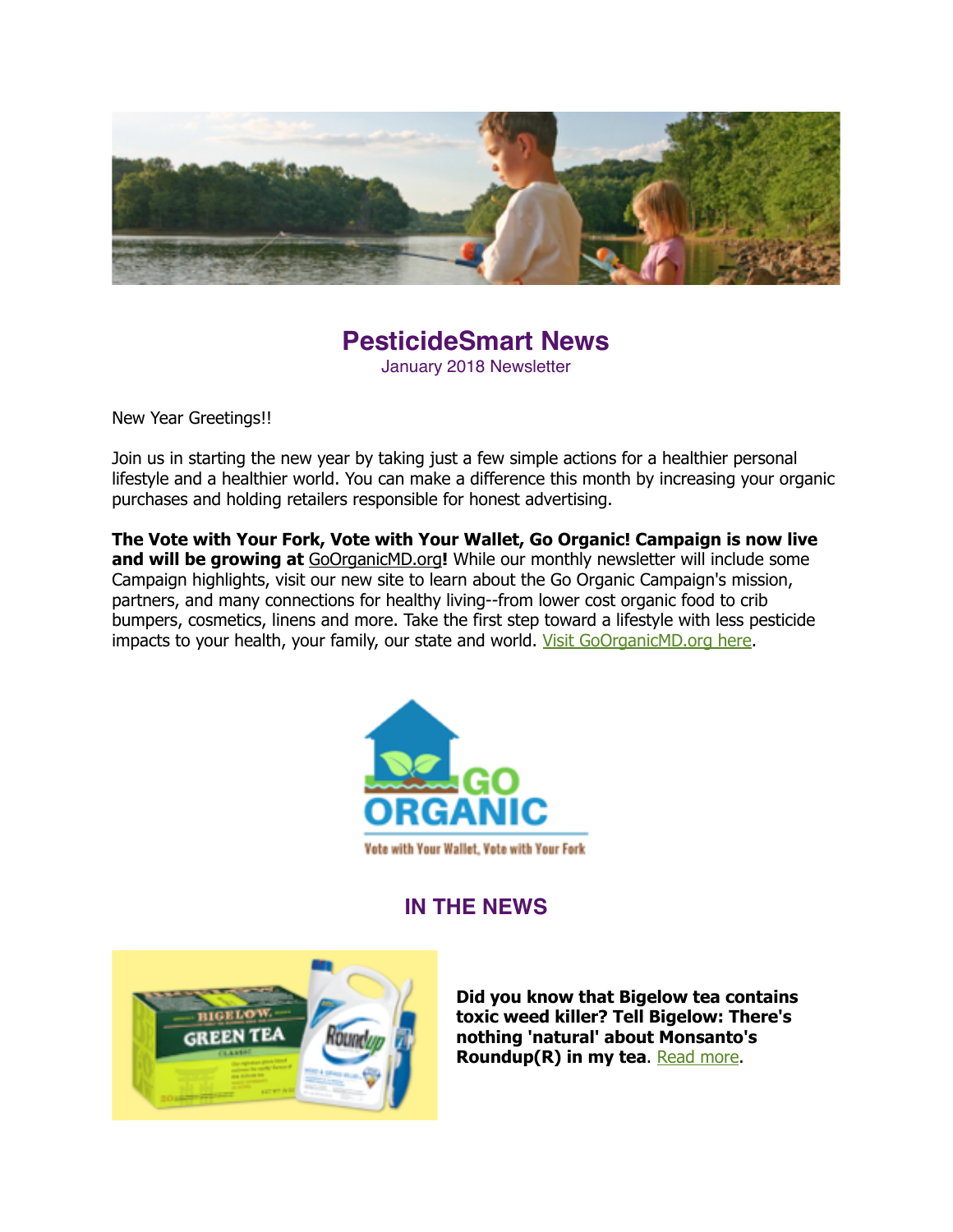# PesticideSmart News

January 2018 Newsletter

New Year Greetings!!

Join us in starting the new year by taking just a few simple actions for a healthier personal lifestyle and a healthier world. You can make a difference this month by increasing your organic purchases and holding retailers responsible for honest advertising.

**The Vote with Your Fork, Vote with Your Wallet, Go Organic! Campaign is now live and will be growing at** GoOrganicMD.org**!** While our monthly newsletter will include some Campaign highlights, visit our new site to learn about the Go Organic Campaign's mission, partners, and many connections for healthy living--from lower cost organic food to crib bumpers, cosmetics, linens and more. Take the first step toward a lifestyle with less pesticide impacts to your health, your family, our state and world. Visit GoOrganicMD.org here.

## IN THE NEWS

**Did you know that Bigelow tea contains toxic weed killer? Tell Bigelow: There's nothing 'natural' about Monsanto's Roundup(R) in my tea**. Read more.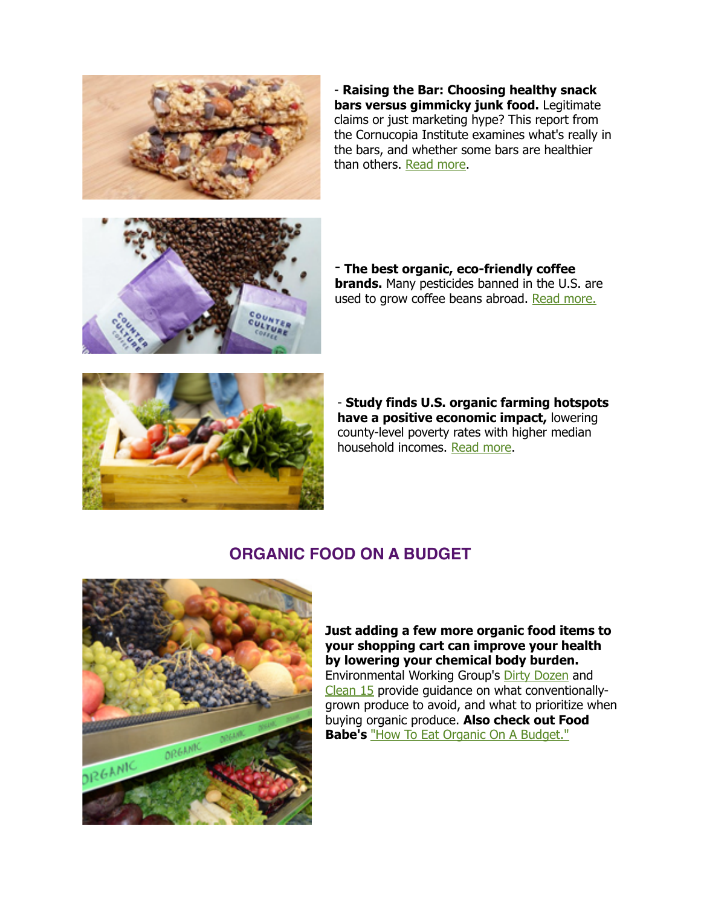- **Raising the Bar: Choosing healthy snack bars versus gimmicky junk food.** Legitimate claims or just marketing hype? This report from the Cornucopia Institute examines what's really in the bars, and whether some bars are healthier than others. Read more.

- **The best organic, eco-friendly coffee brands.** Many pesticides banned in the U.S. are used to grow coffee beans abroad. Read more.

- **Study finds U.S. organic farming hotspots have a positive economic impact,** lowering county-level poverty rates with higher median household incomes. Read more.

## ORGANIC FOOD ON A BUDGET

**Just adding a few more organic food items to your shopping cart can improve your health by lowering your chemical body burden.** Environmental Working Group's Dirty Dozen and Clean 15 provide guidance on what conventionally-grown produce to avoid, and what to prioritize when buying organic produce. **Also check out Food Babe's** "How To Eat Organic On A Budget."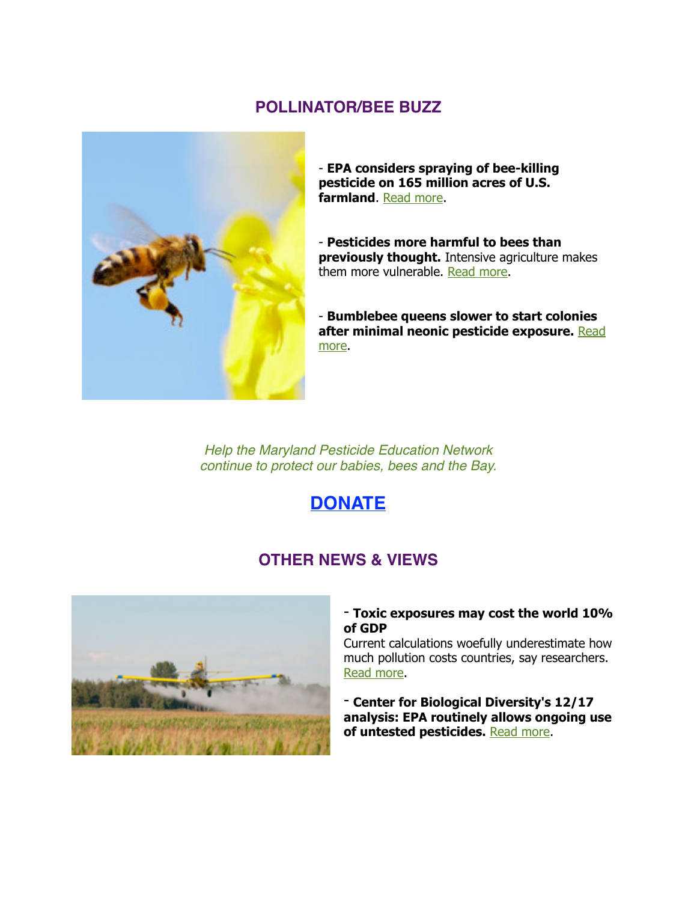## POLLINATOR/BEE BUZZ

- **EPA considers spraying of bee-killing pesticide on 165 million acres of U.S. farmland**. Read more.

- **Pesticides more harmful to bees than previously thought.** Intensive agriculture makes them more vulnerable. Read more.

- **Bumblebee queens slower to start colonies after minimal neonic pesticide exposure.** Read more.

*Help the Maryland Pesticide Education Network continue to protect our babies, bees and the Bay.*

**DONATE**

## OTHER NEWS & VIEWS

- **Toxic exposures may cost the world 10% of GDP**
Current calculations woefully underestimate how much pollution costs countries, say researchers. Read more.

- **Center for Biological Diversity's 12/17 analysis: EPA routinely allows ongoing use of untested pesticides.** Read more.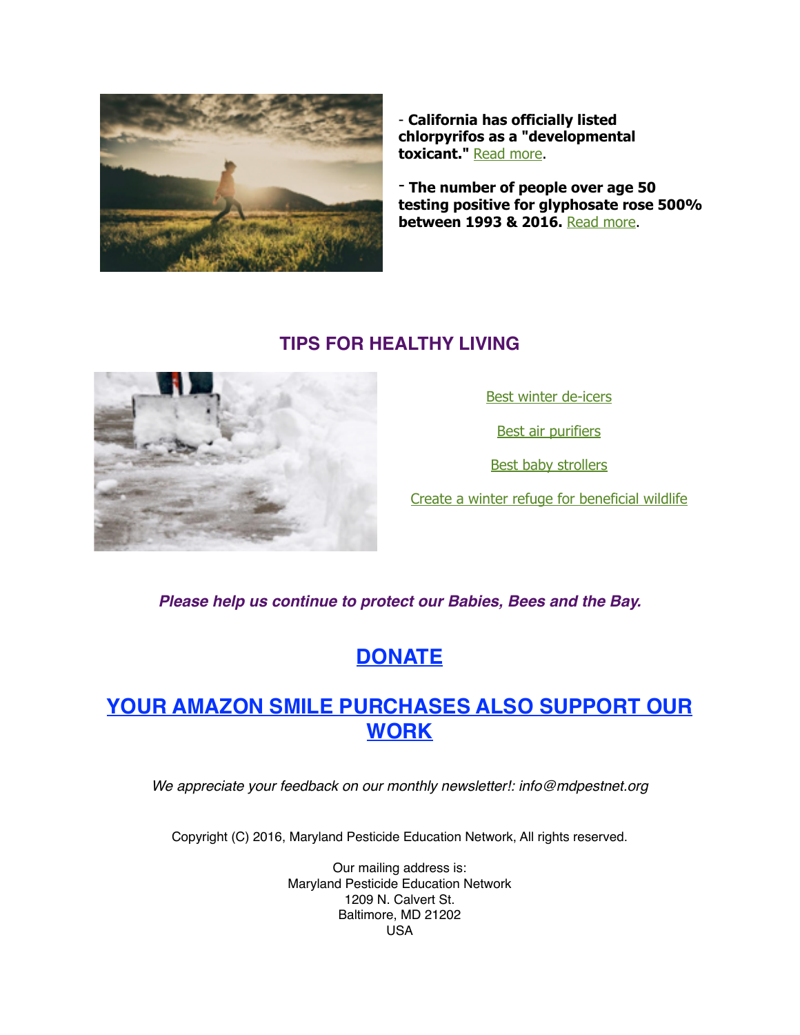- **California has officially listed chlorpyrifos as a "developmental toxicant."** Read more.

- **The number of people over age 50 testing positive for glyphosate rose 500% between 1993 & 2016.** Read more.

## TIPS FOR HEALTHY LIVING

Best winter de-icers

Best air purifiers

Best baby strollers

Create a winter refuge for beneficial wildlife

***Please help us continue to protect our Babies, Bees and the Bay.***

## DONATE

## YOUR AMAZON SMILE PURCHASES ALSO SUPPORT OUR WORK

*We appreciate your feedback on our monthly newsletter!: info@mdpestnet.org*

Copyright (C) 2016, Maryland Pesticide Education Network, All rights reserved.

Our mailing address is:
Maryland Pesticide Education Network
1209 N. Calvert St.
Baltimore, MD 21202
USA